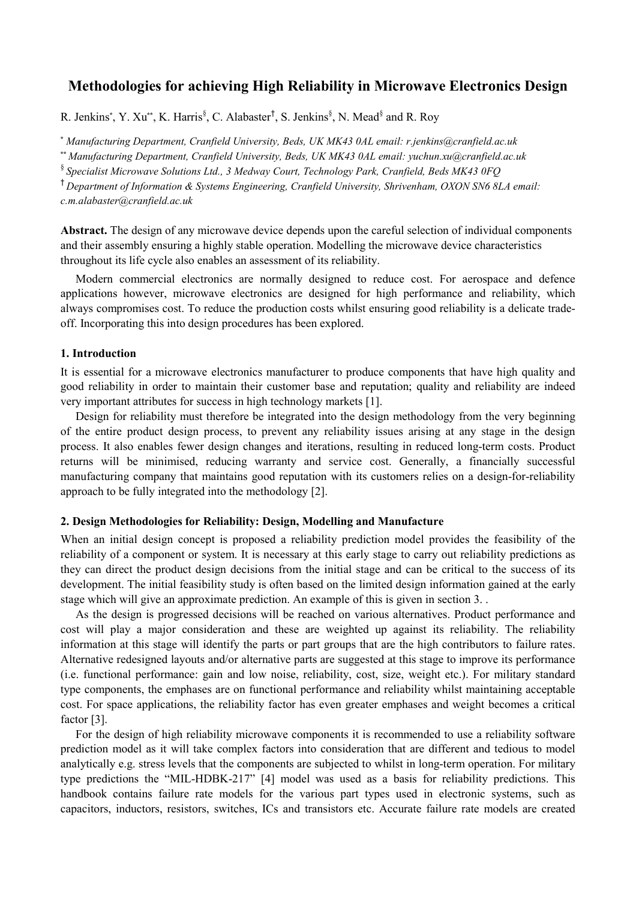# Methodologies for achieving High Reliability in Microwave Electronics Design

R. Jenkins*, Y. Xu**, K. Harris§, C. Alabaster†, S. Jenkins§, N. Mead§ and R. Roy

\* *Manufacturing Department, Cranfield University, Beds, UK MK43 0AL email: r.jenkins@cranfield.ac.uk*

\*\* *Manufacturing Department, Cranfield University, Beds, UK MK43 0AL email: yuchun.xu@cranfield.ac.uk*

§ *Specialist Microwave Solutions Ltd., 3 Medway Court, Technology Park, Cranfield, Beds MK43 0FQ*

† *Department of Information & Systems Engineering, Cranfield University, Shrivenham, OXON SN6 8LA email: c.m.alabaster@cranfield.ac.uk*

**Abstract.** The design of any microwave device depends upon the careful selection of individual components and their assembly ensuring a highly stable operation. Modelling the microwave device characteristics throughout its life cycle also enables an assessment of its reliability.

Modern commercial electronics are normally designed to reduce cost. For aerospace and defence applications however, microwave electronics are designed for high performance and reliability, which always compromises cost. To reduce the production costs whilst ensuring good reliability is a delicate trade-off. Incorporating this into design procedures has been explored.

## 1. Introduction

It is essential for a microwave electronics manufacturer to produce components that have high quality and good reliability in order to maintain their customer base and reputation; quality and reliability are indeed very important attributes for success in high technology markets [1].

Design for reliability must therefore be integrated into the design methodology from the very beginning of the entire product design process, to prevent any reliability issues arising at any stage in the design process. It also enables fewer design changes and iterations, resulting in reduced long-term costs. Product returns will be minimised, reducing warranty and service cost. Generally, a financially successful manufacturing company that maintains good reputation with its customers relies on a design-for-reliability approach to be fully integrated into the methodology [2].

## 2. Design Methodologies for Reliability: Design, Modelling and Manufacture

When an initial design concept is proposed a reliability prediction model provides the feasibility of the reliability of a component or system. It is necessary at this early stage to carry out reliability predictions as they can direct the product design decisions from the initial stage and can be critical to the success of its development. The initial feasibility study is often based on the limited design information gained at the early stage which will give an approximate prediction. An example of this is given in section 3. .

As the design is progressed decisions will be reached on various alternatives. Product performance and cost will play a major consideration and these are weighted up against its reliability. The reliability information at this stage will identify the parts or part groups that are the high contributors to failure rates. Alternative redesigned layouts and/or alternative parts are suggested at this stage to improve its performance (i.e. functional performance: gain and low noise, reliability, cost, size, weight etc.). For military standard type components, the emphases are on functional performance and reliability whilst maintaining acceptable cost. For space applications, the reliability factor has even greater emphases and weight becomes a critical factor [3].

For the design of high reliability microwave components it is recommended to use a reliability software prediction model as it will take complex factors into consideration that are different and tedious to model analytically e.g. stress levels that the components are subjected to whilst in long-term operation. For military type predictions the "MIL-HDBK-217" [4] model was used as a basis for reliability predictions. This handbook contains failure rate models for the various part types used in electronic systems, such as capacitors, inductors, resistors, switches, ICs and transistors etc. Accurate failure rate models are created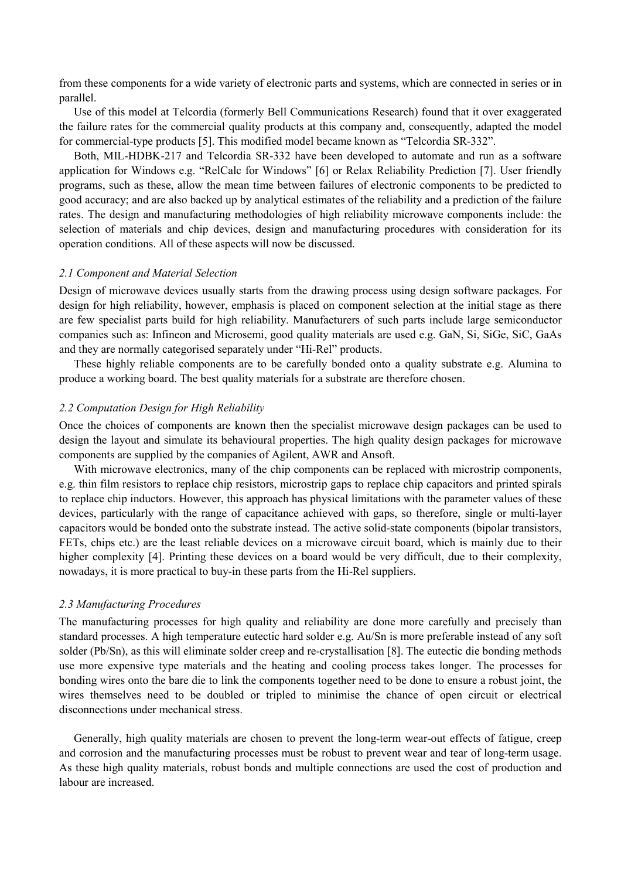from these components for a wide variety of electronic parts and systems, which are connected in series or in parallel.

Use of this model at Telcordia (formerly Bell Communications Research) found that it over exaggerated the failure rates for the commercial quality products at this company and, consequently, adapted the model for commercial-type products [5]. This modified model became known as "Telcordia SR-332".

Both, MIL-HDBK-217 and Telcordia SR-332 have been developed to automate and run as a software application for Windows e.g. "RelCalc for Windows" [6] or Relax Reliability Prediction [7]. User friendly programs, such as these, allow the mean time between failures of electronic components to be predicted to good accuracy; and are also backed up by analytical estimates of the reliability and a prediction of the failure rates. The design and manufacturing methodologies of high reliability microwave components include: the selection of materials and chip devices, design and manufacturing procedures with consideration for its operation conditions. All of these aspects will now be discussed.

### *2.1 Component and Material Selection*

Design of microwave devices usually starts from the drawing process using design software packages. For design for high reliability, however, emphasis is placed on component selection at the initial stage as there are few specialist parts build for high reliability. Manufacturers of such parts include large semiconductor companies such as: Infineon and Microsemi, good quality materials are used e.g. GaN, Si, SiGe, SiC, GaAs and they are normally categorised separately under "Hi-Rel" products.

These highly reliable components are to be carefully bonded onto a quality substrate e.g. Alumina to produce a working board. The best quality materials for a substrate are therefore chosen.

### *2.2 Computation Design for High Reliability*

Once the choices of components are known then the specialist microwave design packages can be used to design the layout and simulate its behavioural properties. The high quality design packages for microwave components are supplied by the companies of Agilent, AWR and Ansoft.

With microwave electronics, many of the chip components can be replaced with microstrip components, e.g. thin film resistors to replace chip resistors, microstrip gaps to replace chip capacitors and printed spirals to replace chip inductors. However, this approach has physical limitations with the parameter values of these devices, particularly with the range of capacitance achieved with gaps, so therefore, single or multi-layer capacitors would be bonded onto the substrate instead. The active solid-state components (bipolar transistors, FETs, chips etc.) are the least reliable devices on a microwave circuit board, which is mainly due to their higher complexity [4]. Printing these devices on a board would be very difficult, due to their complexity, nowadays, it is more practical to buy-in these parts from the Hi-Rel suppliers.

### *2.3 Manufacturing Procedures*

The manufacturing processes for high quality and reliability are done more carefully and precisely than standard processes. A high temperature eutectic hard solder e.g. Au/Sn is more preferable instead of any soft solder (Pb/Sn), as this will eliminate solder creep and re-crystallisation [8]. The eutectic die bonding methods use more expensive type materials and the heating and cooling process takes longer. The processes for bonding wires onto the bare die to link the components together need to be done to ensure a robust joint, the wires themselves need to be doubled or tripled to minimise the chance of open circuit or electrical disconnections under mechanical stress.

Generally, high quality materials are chosen to prevent the long-term wear-out effects of fatigue, creep and corrosion and the manufacturing processes must be robust to prevent wear and tear of long-term usage. As these high quality materials, robust bonds and multiple connections are used the cost of production and labour are increased.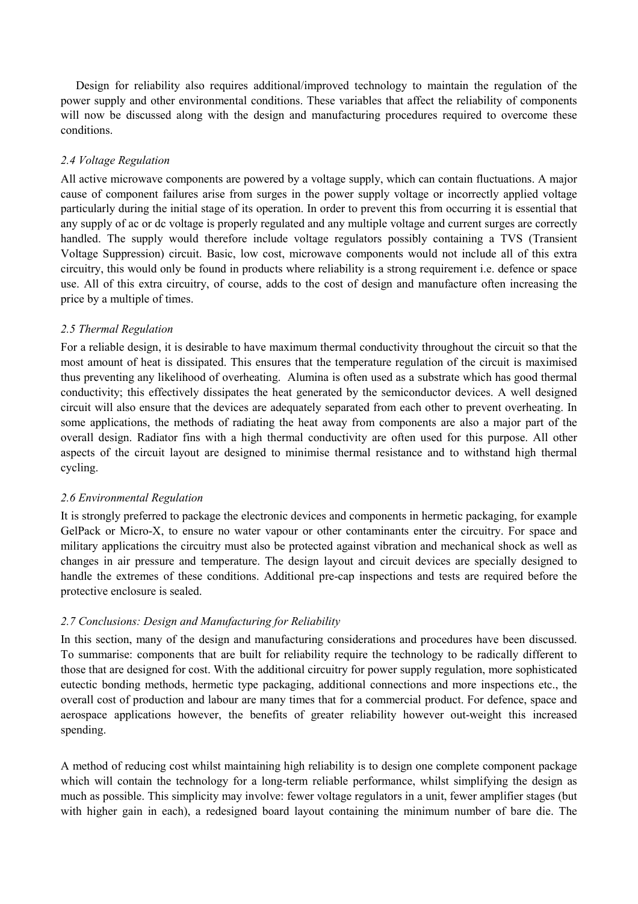Design for reliability also requires additional/improved technology to maintain the regulation of the power supply and other environmental conditions. These variables that affect the reliability of components will now be discussed along with the design and manufacturing procedures required to overcome these conditions.

### *2.4 Voltage Regulation*

All active microwave components are powered by a voltage supply, which can contain fluctuations. A major cause of component failures arise from surges in the power supply voltage or incorrectly applied voltage particularly during the initial stage of its operation. In order to prevent this from occurring it is essential that any supply of ac or dc voltage is properly regulated and any multiple voltage and current surges are correctly handled. The supply would therefore include voltage regulators possibly containing a TVS (Transient Voltage Suppression) circuit. Basic, low cost, microwave components would not include all of this extra circuitry, this would only be found in products where reliability is a strong requirement i.e. defence or space use. All of this extra circuitry, of course, adds to the cost of design and manufacture often increasing the price by a multiple of times.

### *2.5 Thermal Regulation*

For a reliable design, it is desirable to have maximum thermal conductivity throughout the circuit so that the most amount of heat is dissipated. This ensures that the temperature regulation of the circuit is maximised thus preventing any likelihood of overheating. Alumina is often used as a substrate which has good thermal conductivity; this effectively dissipates the heat generated by the semiconductor devices. A well designed circuit will also ensure that the devices are adequately separated from each other to prevent overheating. In some applications, the methods of radiating the heat away from components are also a major part of the overall design. Radiator fins with a high thermal conductivity are often used for this purpose. All other aspects of the circuit layout are designed to minimise thermal resistance and to withstand high thermal cycling.

### *2.6 Environmental Regulation*

It is strongly preferred to package the electronic devices and components in hermetic packaging, for example GelPack or Micro-X, to ensure no water vapour or other contaminants enter the circuitry. For space and military applications the circuitry must also be protected against vibration and mechanical shock as well as changes in air pressure and temperature. The design layout and circuit devices are specially designed to handle the extremes of these conditions. Additional pre-cap inspections and tests are required before the protective enclosure is sealed.

### *2.7 Conclusions: Design and Manufacturing for Reliability*

In this section, many of the design and manufacturing considerations and procedures have been discussed. To summarise: components that are built for reliability require the technology to be radically different to those that are designed for cost. With the additional circuitry for power supply regulation, more sophisticated eutectic bonding methods, hermetic type packaging, additional connections and more inspections etc., the overall cost of production and labour are many times that for a commercial product. For defence, space and aerospace applications however, the benefits of greater reliability however out-weight this increased spending.

A method of reducing cost whilst maintaining high reliability is to design one complete component package which will contain the technology for a long-term reliable performance, whilst simplifying the design as much as possible. This simplicity may involve: fewer voltage regulators in a unit, fewer amplifier stages (but with higher gain in each), a redesigned board layout containing the minimum number of bare die. The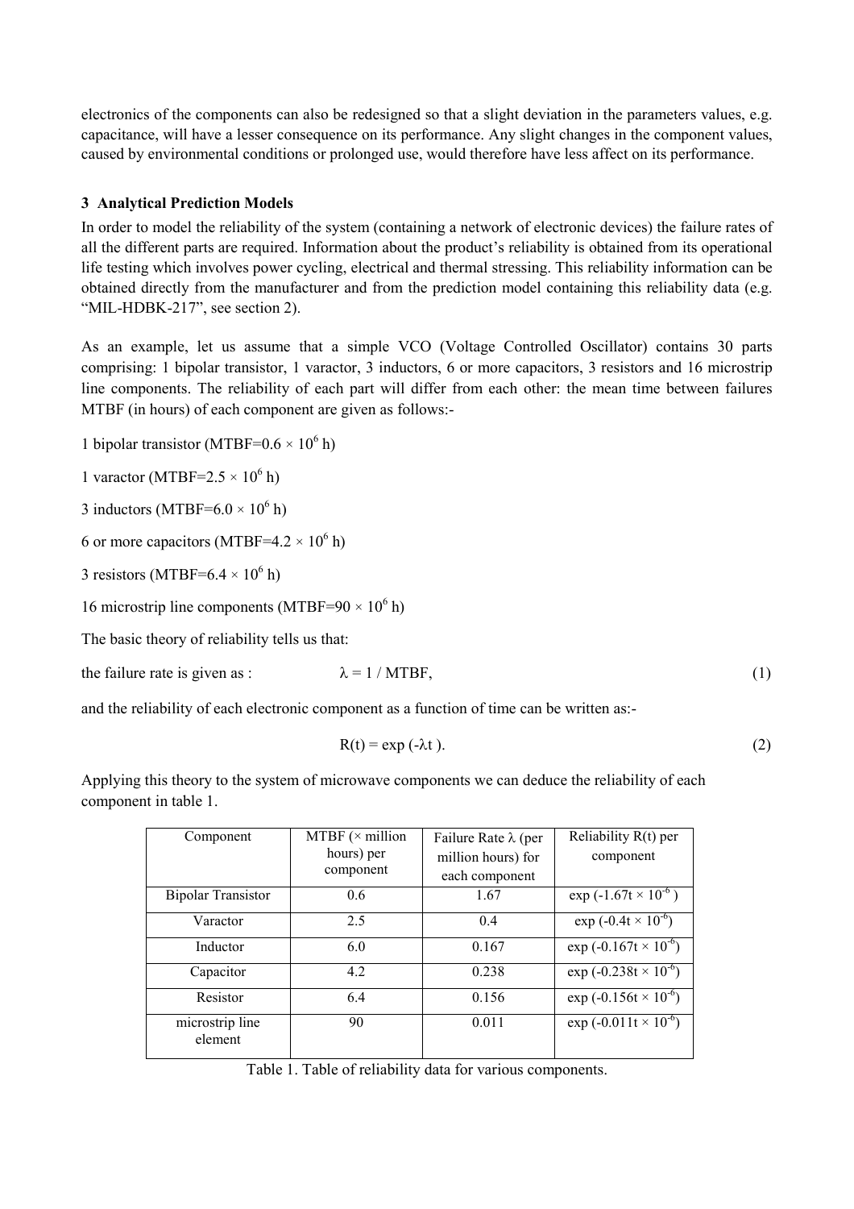electronics of the components can also be redesigned so that a slight deviation in the parameters values, e.g. capacitance, will have a lesser consequence on its performance. Any slight changes in the component values, caused by environmental conditions or prolonged use, would therefore have less affect on its performance.

## 3 Analytical Prediction Models

In order to model the reliability of the system (containing a network of electronic devices) the failure rates of all the different parts are required. Information about the product's reliability is obtained from its operational life testing which involves power cycling, electrical and thermal stressing. This reliability information can be obtained directly from the manufacturer and from the prediction model containing this reliability data (e.g. "MIL-HDBK-217", see section 2).

As an example, let us assume that a simple VCO (Voltage Controlled Oscillator) contains 30 parts comprising: 1 bipolar transistor, 1 varactor, 3 inductors, 6 or more capacitors, 3 resistors and 16 microstrip line components. The reliability of each part will differ from each other: the mean time between failures MTBF (in hours) of each component are given as follows:-

1 bipolar transistor (MTBF=$0.6 \times 10^6$ h)

1 varactor (MTBF=$2.5 \times 10^6$ h)

3 inductors (MTBF=$6.0 \times 10^6$ h)

6 or more capacitors (MTBF=$4.2 \times 10^6$ h)

3 resistors (MTBF=$6.4 \times 10^6$ h)

16 microstrip line components (MTBF=$90 \times 10^6$ h)

The basic theory of reliability tells us that:

the failure rate is given as : $$\lambda = 1 / \text{MTBF}, \tag{1}$$

and the reliability of each electronic component as a function of time can be written as:-

$$R(t) = \exp(-\lambda t). \tag{2}$$

Applying this theory to the system of microwave components we can deduce the reliability of each component in table 1.

| Component | MTBF (× million hours) per component | Failure Rate λ (per million hours) for each component | Reliability R(t) per component |
|---|---|---|---|
| Bipolar Transistor | 0.6 | 1.67 | $\exp(-1.67t \times 10^{-6})$ |
| Varactor | 2.5 | 0.4 | $\exp(-0.4t \times 10^{-6})$ |
| Inductor | 6.0 | 0.167 | $\exp(-0.167t \times 10^{-6})$ |
| Capacitor | 4.2 | 0.238 | $\exp(-0.238t \times 10^{-6})$ |
| Resistor | 6.4 | 0.156 | $\exp(-0.156t \times 10^{-6})$ |
| microstrip line element | 90 | 0.011 | $\exp(-0.011t \times 10^{-6})$ |

Table 1. Table of reliability data for various components.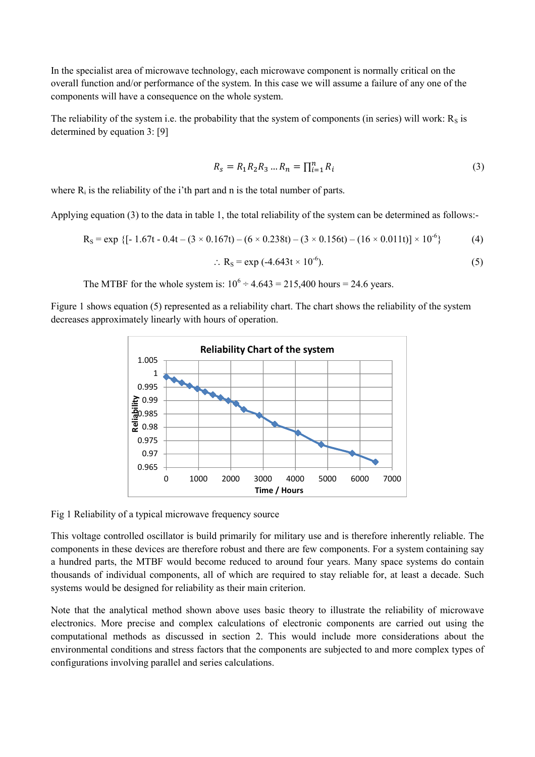In the specialist area of microwave technology, each microwave component is normally critical on the overall function and/or performance of the system. In this case we will assume a failure of any one of the components will have a consequence on the whole system.

The reliability of the system i.e. the probability that the system of components (in series) will work: $R_S$ is determined by equation 3: [9]

$$R_s = R_1 R_2 R_3 \ldots R_n = \prod_{i=1}^{n} R_i \tag{3}$$

where $R_i$ is the reliability of the i'th part and n is the total number of parts.

Applying equation (3) to the data in table 1, the total reliability of the system can be determined as follows:-

$$R_S = \exp \{[- 1.67t - 0.4t - (3 \times 0.167t) - (6 \times 0.238t) - (3 \times 0.156t) - (16 \times 0.011t)] \times 10^{-6}\} \tag{4}$$

$$\therefore R_S = \exp(-4.643t \times 10^{-6}). \tag{5}$$

The MTBF for the whole system is: $10^6 \div 4.643 = 215{,}400$ hours = 24.6 years.

Figure 1 shows equation (5) represented as a reliability chart. The chart shows the reliability of the system decreases approximately linearly with hours of operation.

Fig 1 Reliability of a typical microwave frequency source

This voltage controlled oscillator is build primarily for military use and is therefore inherently reliable. The components in these devices are therefore robust and there are few components. For a system containing say a hundred parts, the MTBF would become reduced to around four years. Many space systems do contain thousands of individual components, all of which are required to stay reliable for, at least a decade. Such systems would be designed for reliability as their main criterion.

Note that the analytical method shown above uses basic theory to illustrate the reliability of microwave electronics. More precise and complex calculations of electronic components are carried out using the computational methods as discussed in section 2. This would include more considerations about the environmental conditions and stress factors that the components are subjected to and more complex types of configurations involving parallel and series calculations.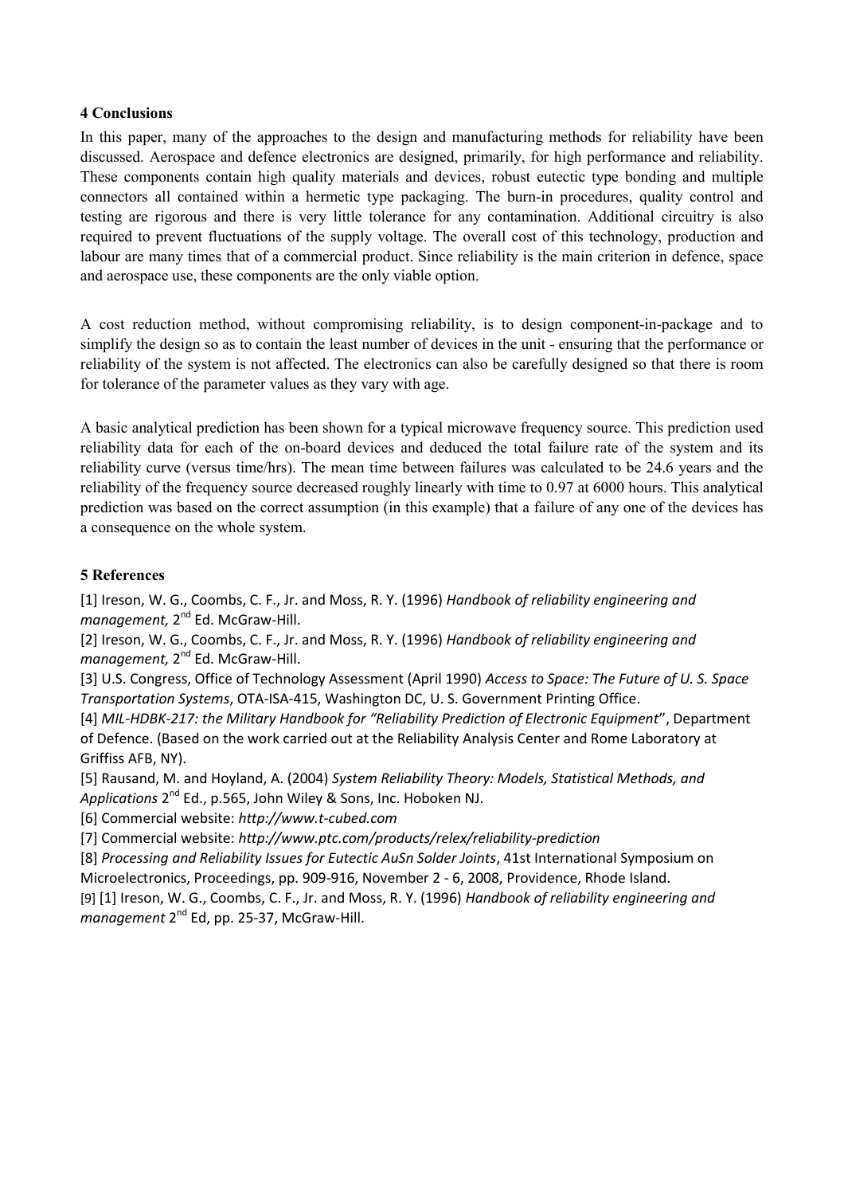## 4 Conclusions

In this paper, many of the approaches to the design and manufacturing methods for reliability have been discussed. Aerospace and defence electronics are designed, primarily, for high performance and reliability. These components contain high quality materials and devices, robust eutectic type bonding and multiple connectors all contained within a hermetic type packaging. The burn-in procedures, quality control and testing are rigorous and there is very little tolerance for any contamination. Additional circuitry is also required to prevent fluctuations of the supply voltage. The overall cost of this technology, production and labour are many times that of a commercial product. Since reliability is the main criterion in defence, space and aerospace use, these components are the only viable option.

A cost reduction method, without compromising reliability, is to design component-in-package and to simplify the design so as to contain the least number of devices in the unit - ensuring that the performance or reliability of the system is not affected. The electronics can also be carefully designed so that there is room for tolerance of the parameter values as they vary with age.

A basic analytical prediction has been shown for a typical microwave frequency source. This prediction used reliability data for each of the on-board devices and deduced the total failure rate of the system and its reliability curve (versus time/hrs). The mean time between failures was calculated to be 24.6 years and the reliability of the frequency source decreased roughly linearly with time to 0.97 at 6000 hours. This analytical prediction was based on the correct assumption (in this example) that a failure of any one of the devices has a consequence on the whole system.

## 5 References

[1] Ireson, W. G., Coombs, C. F., Jr. and Moss, R. Y. (1996) *Handbook of reliability engineering and management,* 2nd Ed. McGraw-Hill.

[2] Ireson, W. G., Coombs, C. F., Jr. and Moss, R. Y. (1996) *Handbook of reliability engineering and management,* 2nd Ed. McGraw-Hill.

[3] U.S. Congress, Office of Technology Assessment (April 1990) *Access to Space: The Future of U. S. Space Transportation Systems*, OTA-ISA-415, Washington DC, U. S. Government Printing Office.

[4] *MIL-HDBK-217: the Military Handbook for "Reliability Prediction of Electronic Equipment*", Department of Defence. (Based on the work carried out at the Reliability Analysis Center and Rome Laboratory at Griffiss AFB, NY).

[5] Rausand, M. and Hoyland, A. (2004) *System Reliability Theory: Models, Statistical Methods, and Applications* 2nd Ed., p.565, John Wiley & Sons, Inc. Hoboken NJ.

[6] Commercial website: *http://www.t-cubed.com*

[7] Commercial website: *http://www.ptc.com/products/relex/reliability-prediction*

[8] *Processing and Reliability Issues for Eutectic AuSn Solder Joints*, 41st International Symposium on Microelectronics, Proceedings, pp. 909-916, November 2 - 6, 2008, Providence, Rhode Island.

[9] [1] Ireson, W. G., Coombs, C. F., Jr. and Moss, R. Y. (1996) *Handbook of reliability engineering and management* 2nd Ed, pp. 25-37, McGraw-Hill.